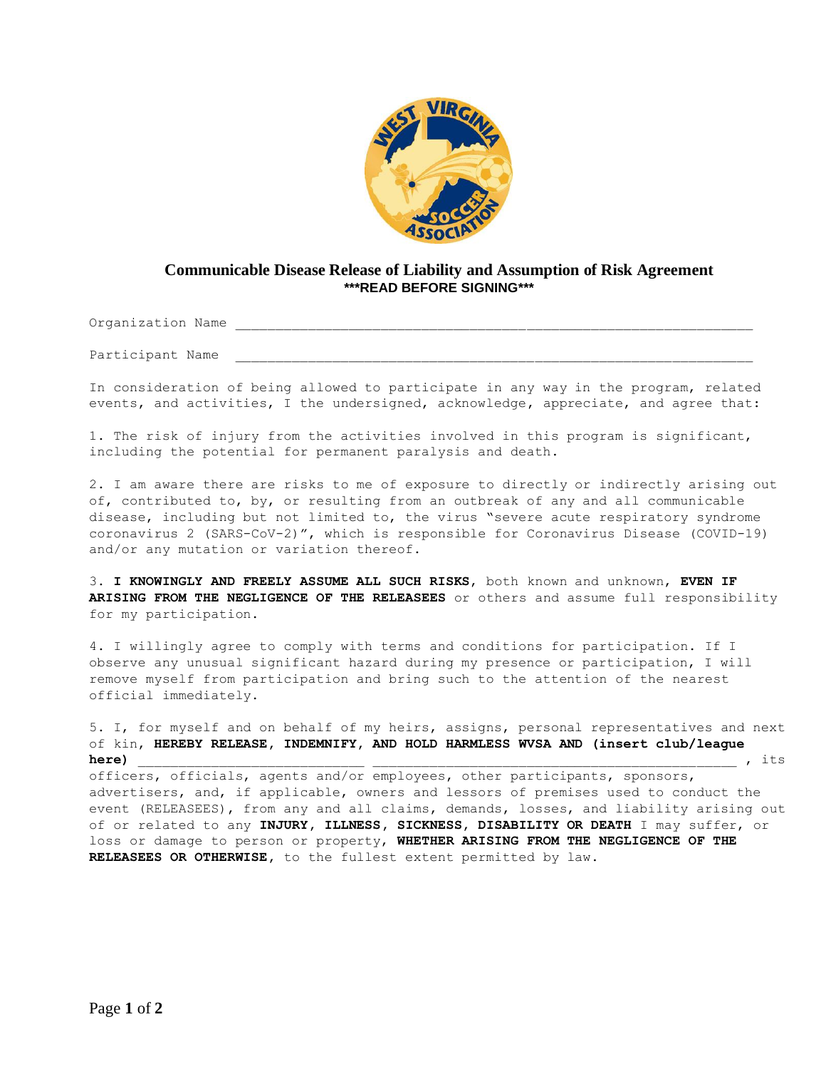## Communicable Disease Release of Liability and Assumption of Risk Agreement

**\*\*\*READ BEFORE SIGNING\*\*\***

Organization Name ______________________________________________________________________

Participant Name ______________________________________________________________________

In consideration of being allowed to participate in any way in the program, related events, and activities, I the undersigned, acknowledge, appreciate, and agree that:

1. The risk of injury from the activities involved in this program is significant, including the potential for permanent paralysis and death.

2. I am aware there are risks to me of exposure to directly or indirectly arising out of, contributed to, by, or resulting from an outbreak of any and all communicable disease, including but not limited to, the virus "severe acute respiratory syndrome coronavirus 2 (SARS-CoV-2)", which is responsible for Coronavirus Disease (COVID-19) and/or any mutation or variation thereof.

3. **I KNOWINGLY AND FREELY ASSUME ALL SUCH RISKS**, both known and unknown, **EVEN IF ARISING FROM THE NEGLIGENCE OF THE RELEASEES** or others and assume full responsibility for my participation.

4. I willingly agree to comply with terms and conditions for participation. If I observe any unusual significant hazard during my presence or participation, I will remove myself from participation and bring such to the attention of the nearest official immediately.

5. I, for myself and on behalf of my heirs, assigns, personal representatives and next of kin, **HEREBY RELEASE, INDEMNIFY, AND HOLD HARMLESS WVSA AND (insert club/league here)** ____________________________ ______________________________________________ , its officers, officials, agents and/or employees, other participants, sponsors, advertisers, and, if applicable, owners and lessors of premises used to conduct the event (RELEASEES), from any and all claims, demands, losses, and liability arising out of or related to any **INJURY, ILLNESS, SICKNESS, DISABILITY OR DEATH** I may suffer, or loss or damage to person or property, **WHETHER ARISING FROM THE NEGLIGENCE OF THE RELEASEES OR OTHERWISE**, to the fullest extent permitted by law.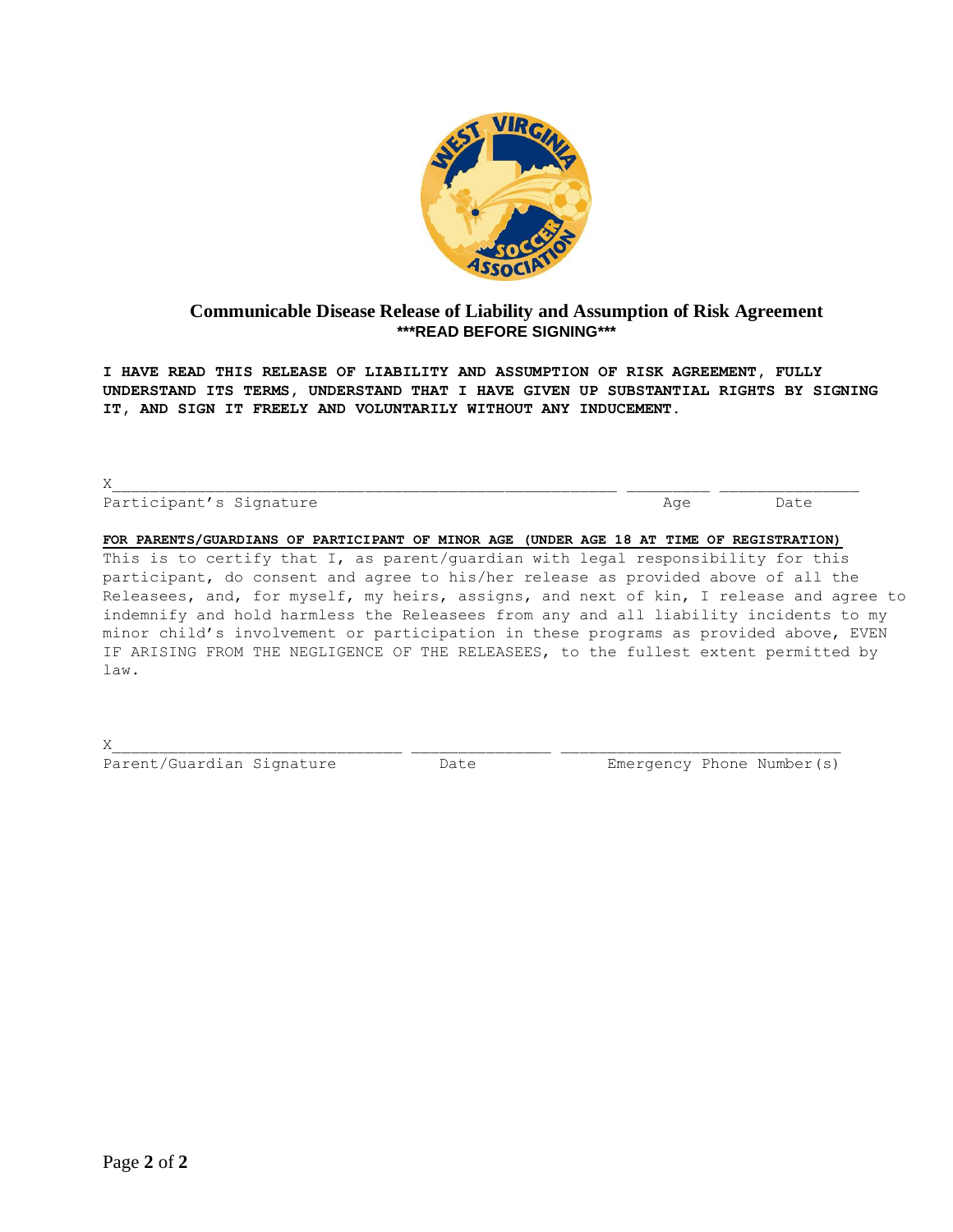## Communicable Disease Release of Liability and Assumption of Risk Agreement

**\*\*\*READ BEFORE SIGNING\*\*\***

**I HAVE READ THIS RELEASE OF LIABILITY AND ASSUMPTION OF RISK AGREEMENT, FULLY UNDERSTAND ITS TERMS, UNDERSTAND THAT I HAVE GIVEN UP SUBSTANTIAL RIGHTS BY SIGNING IT, AND SIGN IT FREELY AND VOLUNTARILY WITHOUT ANY INDUCEMENT.**

X_______________________________________________ ________ ____________

Participant's Signature Age Date

**FOR PARENTS/GUARDIANS OF PARTICIPANT OF MINOR AGE (UNDER AGE 18 AT TIME OF REGISTRATION)**

This is to certify that I, as parent/guardian with legal responsibility for this participant, do consent and agree to his/her release as provided above of all the Releasees, and, for myself, my heirs, assigns, and next of kin, I release and agree to indemnify and hold harmless the Releasees from any and all liability incidents to my minor child's involvement or participation in these programs as provided above, EVEN IF ARISING FROM THE NEGLIGENCE OF THE RELEASEES, to the fullest extent permitted by law.

X_____________________________ ______________ ____________________________

Parent/Guardian Signature Date Emergency Phone Number(s)